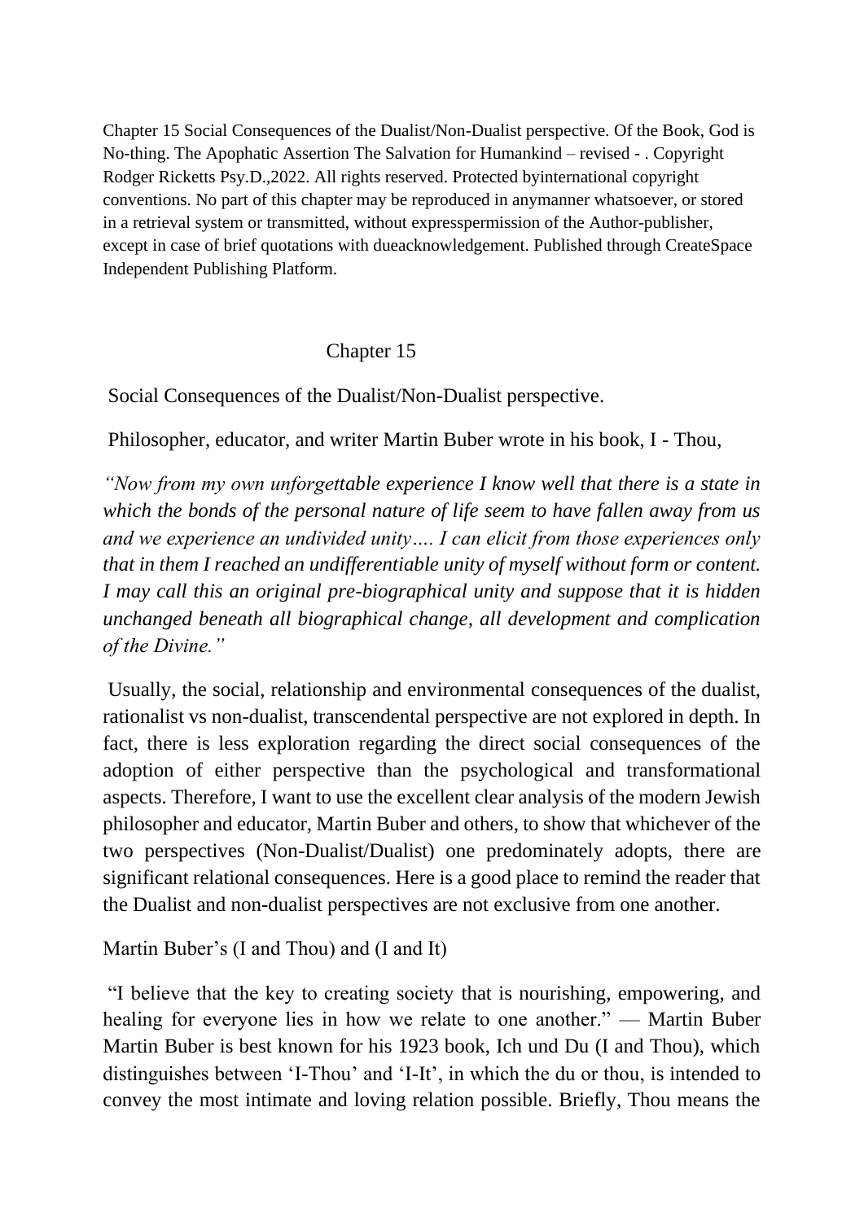Chapter 15 Social Consequences of the Dualist/Non-Dualist perspective. Of the Book, God is No-thing. The Apophatic Assertion The Salvation for Humankind – revised - . Copyright Rodger Ricketts Psy.D.,2022. All rights reserved. Protected byinternational copyright conventions. No part of this chapter may be reproduced in anymanner whatsoever, or stored in a retrieval system or transmitted, without expresspermission of the Author-publisher, except in case of brief quotations with dueacknowledgement. Published through CreateSpace Independent Publishing Platform.

# Chapter 15

## Social Consequences of the Dualist/Non-Dualist perspective.

Philosopher, educator, and writer Martin Buber wrote in his book, I - Thou,

*"Now from my own unforgettable experience I know well that there is a state in which the bonds of the personal nature of life seem to have fallen away from us and we experience an undivided unity…. I can elicit from those experiences only that in them I reached an undifferentiable unity of myself without form or content. I may call this an original pre-biographical unity and suppose that it is hidden unchanged beneath all biographical change, all development and complication of the Divine."*

Usually, the social, relationship and environmental consequences of the dualist, rationalist vs non-dualist, transcendental perspective are not explored in depth. In fact, there is less exploration regarding the direct social consequences of the adoption of either perspective than the psychological and transformational aspects. Therefore, I want to use the excellent clear analysis of the modern Jewish philosopher and educator, Martin Buber and others, to show that whichever of the two perspectives (Non-Dualist/Dualist) one predominately adopts, there are significant relational consequences. Here is a good place to remind the reader that the Dualist and non-dualist perspectives are not exclusive from one another.

### Martin Buber's (I and Thou) and (I and It)

"I believe that the key to creating society that is nourishing, empowering, and healing for everyone lies in how we relate to one another." — Martin Buber Martin Buber is best known for his 1923 book, Ich und Du (I and Thou), which distinguishes between 'I-Thou' and 'I-It', in which the du or thou, is intended to convey the most intimate and loving relation possible. Briefly, Thou means the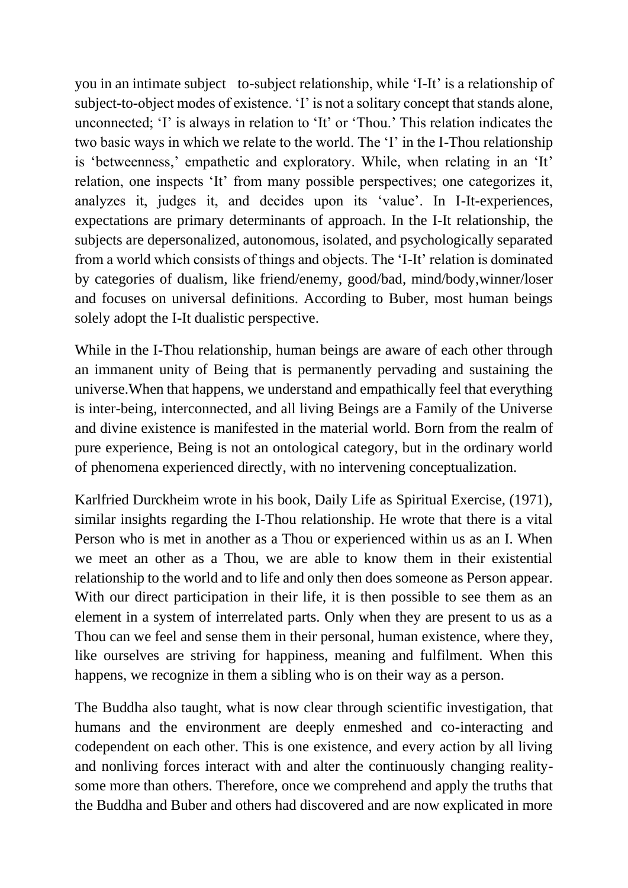you in an intimate subject to-subject relationship, while 'I-It' is a relationship of subject-to-object modes of existence. 'I' is not a solitary concept that stands alone, unconnected; 'I' is always in relation to 'It' or 'Thou.' This relation indicates the two basic ways in which we relate to the world. The 'I' in the I-Thou relationship is 'betweenness,' empathetic and exploratory. While, when relating in an 'It' relation, one inspects 'It' from many possible perspectives; one categorizes it, analyzes it, judges it, and decides upon its 'value'. In I-It-experiences, expectations are primary determinants of approach. In the I-It relationship, the subjects are depersonalized, autonomous, isolated, and psychologically separated from a world which consists of things and objects. The 'I-It' relation is dominated by categories of dualism, like friend/enemy, good/bad, mind/body,winner/loser and focuses on universal definitions. According to Buber, most human beings solely adopt the I-It dualistic perspective.

While in the I-Thou relationship, human beings are aware of each other through an immanent unity of Being that is permanently pervading and sustaining the universe.When that happens, we understand and empathically feel that everything is inter-being, interconnected, and all living Beings are a Family of the Universe and divine existence is manifested in the material world. Born from the realm of pure experience, Being is not an ontological category, but in the ordinary world of phenomena experienced directly, with no intervening conceptualization.

Karlfried Durckheim wrote in his book, Daily Life as Spiritual Exercise, (1971), similar insights regarding the I-Thou relationship. He wrote that there is a vital Person who is met in another as a Thou or experienced within us as an I. When we meet an other as a Thou, we are able to know them in their existential relationship to the world and to life and only then does someone as Person appear. With our direct participation in their life, it is then possible to see them as an element in a system of interrelated parts. Only when they are present to us as a Thou can we feel and sense them in their personal, human existence, where they, like ourselves are striving for happiness, meaning and fulfilment. When this happens, we recognize in them a sibling who is on their way as a person.

The Buddha also taught, what is now clear through scientific investigation, that humans and the environment are deeply enmeshed and co-interacting and codependent on each other. This is one existence, and every action by all living and nonliving forces interact with and alter the continuously changing reality-some more than others. Therefore, once we comprehend and apply the truths that the Buddha and Buber and others had discovered and are now explicated in more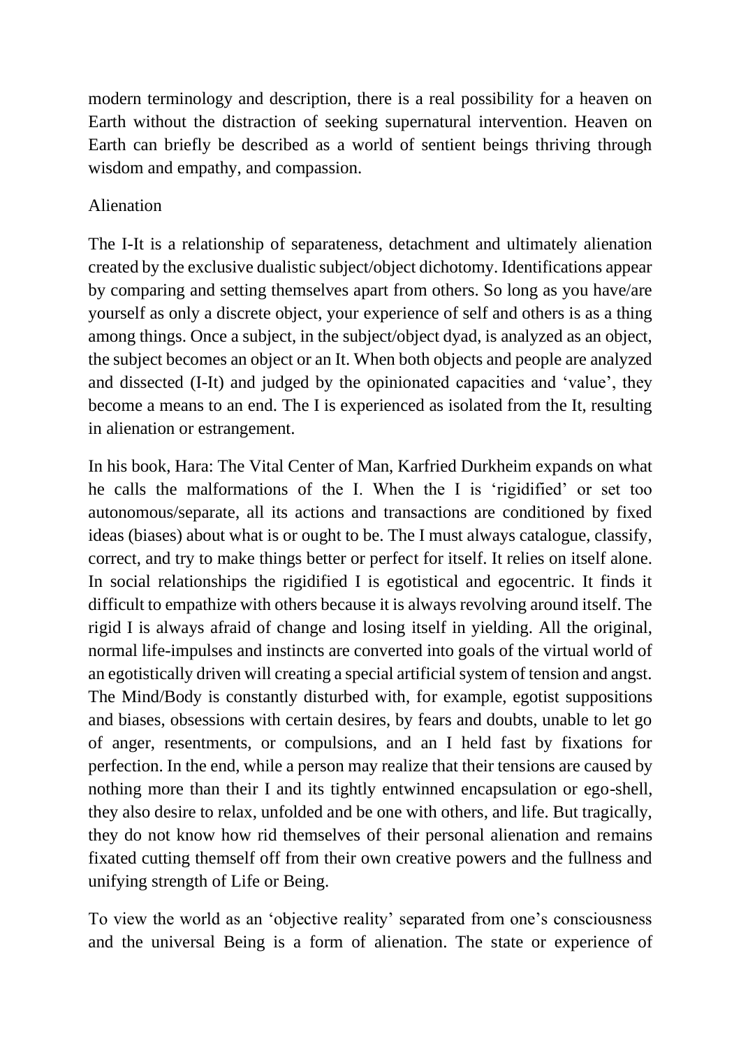modern terminology and description, there is a real possibility for a heaven on Earth without the distraction of seeking supernatural intervention. Heaven on Earth can briefly be described as a world of sentient beings thriving through wisdom and empathy, and compassion.

## Alienation

The I-It is a relationship of separateness, detachment and ultimately alienation created by the exclusive dualistic subject/object dichotomy. Identifications appear by comparing and setting themselves apart from others. So long as you have/are yourself as only a discrete object, your experience of self and others is as a thing among things. Once a subject, in the subject/object dyad, is analyzed as an object, the subject becomes an object or an It. When both objects and people are analyzed and dissected (I-It) and judged by the opinionated capacities and 'value', they become a means to an end. The I is experienced as isolated from the It, resulting in alienation or estrangement.

In his book, Hara: The Vital Center of Man, Karfried Durkheim expands on what he calls the malformations of the I. When the I is 'rigidified' or set too autonomous/separate, all its actions and transactions are conditioned by fixed ideas (biases) about what is or ought to be. The I must always catalogue, classify, correct, and try to make things better or perfect for itself. It relies on itself alone. In social relationships the rigidified I is egotistical and egocentric. It finds it difficult to empathize with others because it is always revolving around itself. The rigid I is always afraid of change and losing itself in yielding. All the original, normal life-impulses and instincts are converted into goals of the virtual world of an egotistically driven will creating a special artificial system of tension and angst. The Mind/Body is constantly disturbed with, for example, egotist suppositions and biases, obsessions with certain desires, by fears and doubts, unable to let go of anger, resentments, or compulsions, and an I held fast by fixations for perfection. In the end, while a person may realize that their tensions are caused by nothing more than their I and its tightly entwinned encapsulation or ego-shell, they also desire to relax, unfolded and be one with others, and life. But tragically, they do not know how rid themselves of their personal alienation and remains fixated cutting themself off from their own creative powers and the fullness and unifying strength of Life or Being.

To view the world as an 'objective reality' separated from one's consciousness and the universal Being is a form of alienation. The state or experience of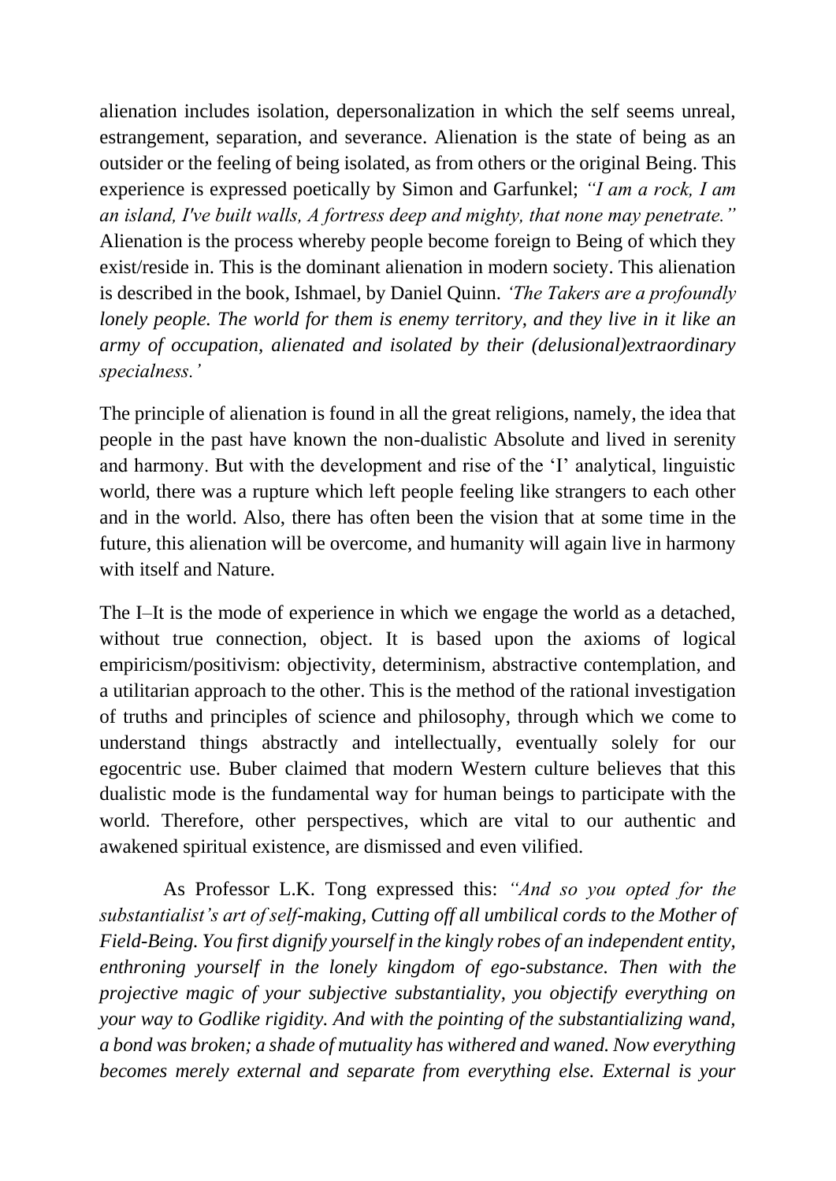alienation includes isolation, depersonalization in which the self seems unreal, estrangement, separation, and severance. Alienation is the state of being as an outsider or the feeling of being isolated, as from others or the original Being. This experience is expressed poetically by Simon and Garfunkel; *"I am a rock, I am an island, I've built walls, A fortress deep and mighty, that none may penetrate."* Alienation is the process whereby people become foreign to Being of which they exist/reside in. This is the dominant alienation in modern society. This alienation is described in the book, Ishmael, by Daniel Quinn. *'The Takers are a profoundly lonely people. The world for them is enemy territory, and they live in it like an army of occupation, alienated and isolated by their (delusional)extraordinary specialness.'*

The principle of alienation is found in all the great religions, namely, the idea that people in the past have known the non-dualistic Absolute and lived in serenity and harmony. But with the development and rise of the 'I' analytical, linguistic world, there was a rupture which left people feeling like strangers to each other and in the world. Also, there has often been the vision that at some time in the future, this alienation will be overcome, and humanity will again live in harmony with itself and Nature.

The I–It is the mode of experience in which we engage the world as a detached, without true connection, object. It is based upon the axioms of logical empiricism/positivism: objectivity, determinism, abstractive contemplation, and a utilitarian approach to the other. This is the method of the rational investigation of truths and principles of science and philosophy, through which we come to understand things abstractly and intellectually, eventually solely for our egocentric use. Buber claimed that modern Western culture believes that this dualistic mode is the fundamental way for human beings to participate with the world. Therefore, other perspectives, which are vital to our authentic and awakened spiritual existence, are dismissed and even vilified.

As Professor L.K. Tong expressed this: *"And so you opted for the substantialist's art of self-making, Cutting off all umbilical cords to the Mother of Field-Being. You first dignify yourself in the kingly robes of an independent entity, enthroning yourself in the lonely kingdom of ego-substance. Then with the projective magic of your subjective substantiality, you objectify everything on your way to Godlike rigidity. And with the pointing of the substantializing wand, a bond was broken; a shade of mutuality has withered and waned. Now everything becomes merely external and separate from everything else. External is your*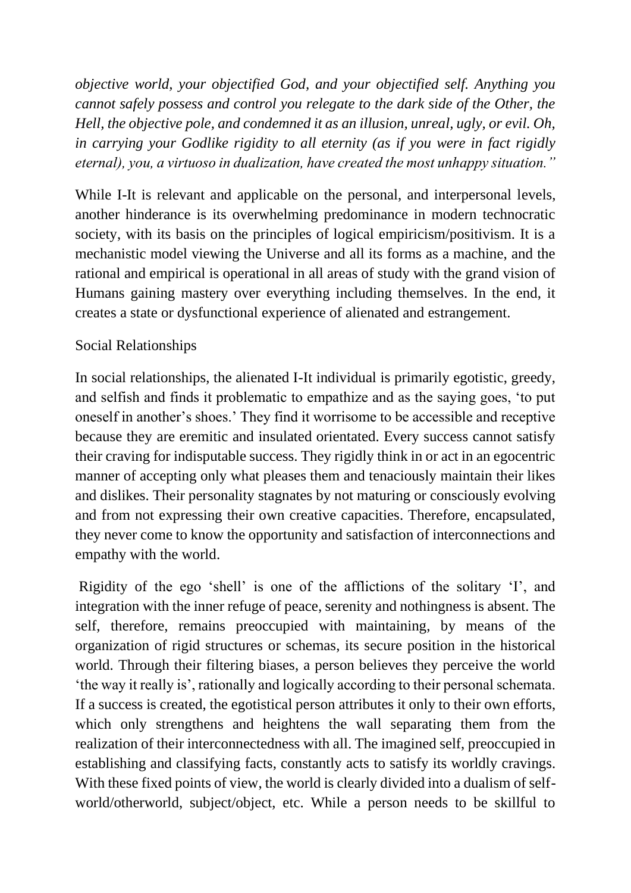*objective world, your objectified God, and your objectified self. Anything you cannot safely possess and control you relegate to the dark side of the Other, the Hell, the objective pole, and condemned it as an illusion, unreal, ugly, or evil. Oh, in carrying your Godlike rigidity to all eternity (as if you were in fact rigidly eternal), you, a virtuoso in dualization, have created the most unhappy situation."*

While I-It is relevant and applicable on the personal, and interpersonal levels, another hinderance is its overwhelming predominance in modern technocratic society, with its basis on the principles of logical empiricism/positivism. It is a mechanistic model viewing the Universe and all its forms as a machine, and the rational and empirical is operational in all areas of study with the grand vision of Humans gaining mastery over everything including themselves. In the end, it creates a state or dysfunctional experience of alienated and estrangement.

Social Relationships

In social relationships, the alienated I-It individual is primarily egotistic, greedy, and selfish and finds it problematic to empathize and as the saying goes, 'to put oneself in another's shoes.' They find it worrisome to be accessible and receptive because they are eremitic and insulated orientated. Every success cannot satisfy their craving for indisputable success. They rigidly think in or act in an egocentric manner of accepting only what pleases them and tenaciously maintain their likes and dislikes. Their personality stagnates by not maturing or consciously evolving and from not expressing their own creative capacities. Therefore, encapsulated, they never come to know the opportunity and satisfaction of interconnections and empathy with the world.

Rigidity of the ego 'shell' is one of the afflictions of the solitary 'I', and integration with the inner refuge of peace, serenity and nothingness is absent. The self, therefore, remains preoccupied with maintaining, by means of the organization of rigid structures or schemas, its secure position in the historical world. Through their filtering biases, a person believes they perceive the world 'the way it really is', rationally and logically according to their personal schemata. If a success is created, the egotistical person attributes it only to their own efforts, which only strengthens and heightens the wall separating them from the realization of their interconnectedness with all. The imagined self, preoccupied in establishing and classifying facts, constantly acts to satisfy its worldly cravings. With these fixed points of view, the world is clearly divided into a dualism of self-world/otherworld, subject/object, etc. While a person needs to be skillful to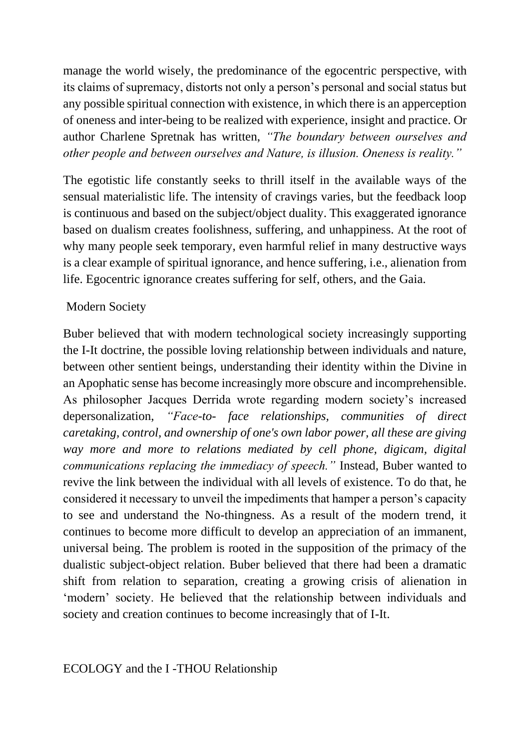manage the world wisely, the predominance of the egocentric perspective, with its claims of supremacy, distorts not only a person's personal and social status but any possible spiritual connection with existence, in which there is an apperception of oneness and inter-being to be realized with experience, insight and practice. Or author Charlene Spretnak has written, *"The boundary between ourselves and other people and between ourselves and Nature, is illusion. Oneness is reality."*

The egotistic life constantly seeks to thrill itself in the available ways of the sensual materialistic life. The intensity of cravings varies, but the feedback loop is continuous and based on the subject/object duality. This exaggerated ignorance based on dualism creates foolishness, suffering, and unhappiness. At the root of why many people seek temporary, even harmful relief in many destructive ways is a clear example of spiritual ignorance, and hence suffering, i.e., alienation from life. Egocentric ignorance creates suffering for self, others, and the Gaia.

## Modern Society

Buber believed that with modern technological society increasingly supporting the I-It doctrine, the possible loving relationship between individuals and nature, between other sentient beings, understanding their identity within the Divine in an Apophatic sense has become increasingly more obscure and incomprehensible. As philosopher Jacques Derrida wrote regarding modern society's increased depersonalization, *"Face-to- face relationships, communities of direct caretaking, control, and ownership of one's own labor power, all these are giving way more and more to relations mediated by cell phone, digicam, digital communications replacing the immediacy of speech."* Instead, Buber wanted to revive the link between the individual with all levels of existence. To do that, he considered it necessary to unveil the impediments that hamper a person's capacity to see and understand the No-thingness. As a result of the modern trend, it continues to become more difficult to develop an appreciation of an immanent, universal being. The problem is rooted in the supposition of the primacy of the dualistic subject-object relation. Buber believed that there had been a dramatic shift from relation to separation, creating a growing crisis of alienation in 'modern' society. He believed that the relationship between individuals and society and creation continues to become increasingly that of I-It.

## ECOLOGY and the I -THOU Relationship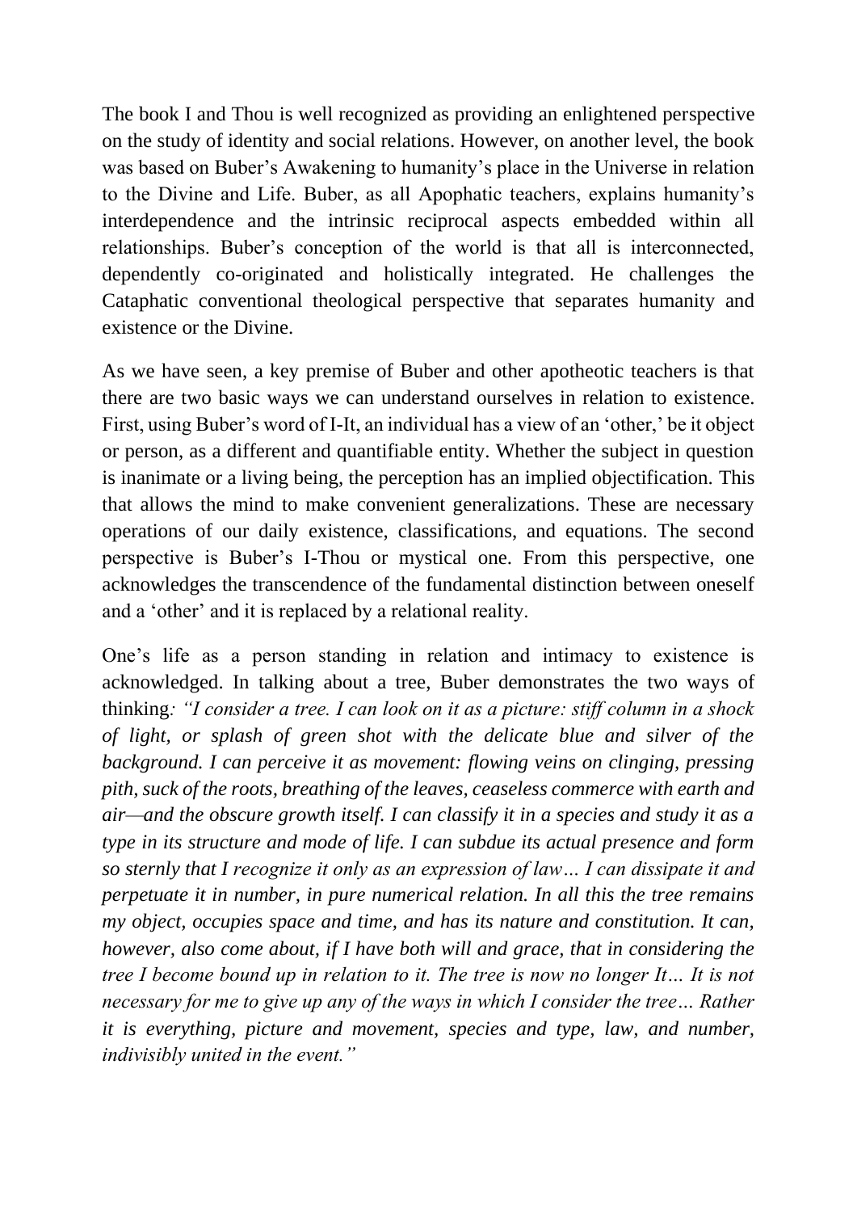The book I and Thou is well recognized as providing an enlightened perspective on the study of identity and social relations. However, on another level, the book was based on Buber's Awakening to humanity's place in the Universe in relation to the Divine and Life. Buber, as all Apophatic teachers, explains humanity's interdependence and the intrinsic reciprocal aspects embedded within all relationships. Buber's conception of the world is that all is interconnected, dependently co-originated and holistically integrated. He challenges the Cataphatic conventional theological perspective that separates humanity and existence or the Divine.

As we have seen, a key premise of Buber and other apotheotic teachers is that there are two basic ways we can understand ourselves in relation to existence. First, using Buber's word of I-It, an individual has a view of an 'other,' be it object or person, as a different and quantifiable entity. Whether the subject in question is inanimate or a living being, the perception has an implied objectification. This that allows the mind to make convenient generalizations. These are necessary operations of our daily existence, classifications, and equations. The second perspective is Buber's I-Thou or mystical one. From this perspective, one acknowledges the transcendence of the fundamental distinction between oneself and a 'other' and it is replaced by a relational reality.

One's life as a person standing in relation and intimacy to existence is acknowledged. In talking about a tree, Buber demonstrates the two ways of thinking*: "I consider a tree. I can look on it as a picture: stiff column in a shock of light, or splash of green shot with the delicate blue and silver of the background. I can perceive it as movement: flowing veins on clinging, pressing pith, suck of the roots, breathing of the leaves, ceaseless commerce with earth and air—and the obscure growth itself. I can classify it in a species and study it as a type in its structure and mode of life. I can subdue its actual presence and form so sternly that I recognize it only as an expression of law… I can dissipate it and perpetuate it in number, in pure numerical relation. In all this the tree remains my object, occupies space and time, and has its nature and constitution. It can, however, also come about, if I have both will and grace, that in considering the tree I become bound up in relation to it. The tree is now no longer It… It is not necessary for me to give up any of the ways in which I consider the tree… Rather it is everything, picture and movement, species and type, law, and number, indivisibly united in the event."*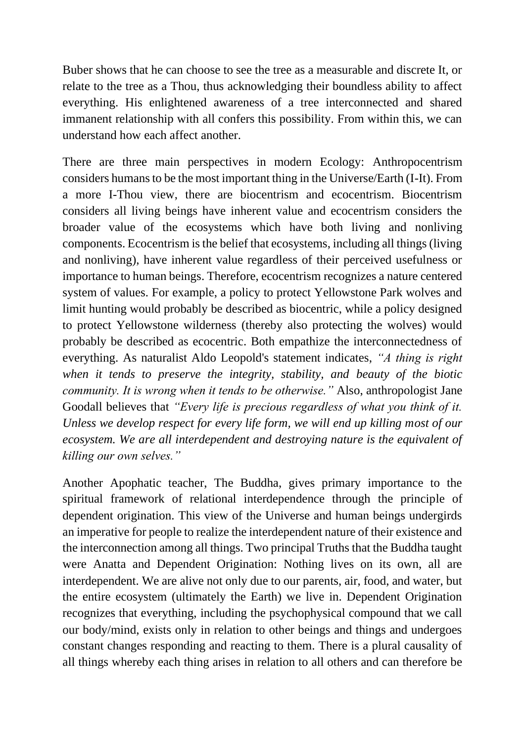Buber shows that he can choose to see the tree as a measurable and discrete It, or relate to the tree as a Thou, thus acknowledging their boundless ability to affect everything. His enlightened awareness of a tree interconnected and shared immanent relationship with all confers this possibility. From within this, we can understand how each affect another.

There are three main perspectives in modern Ecology: Anthropocentrism considers humans to be the most important thing in the Universe/Earth (I-It). From a more I-Thou view, there are biocentrism and ecocentrism. Biocentrism considers all living beings have inherent value and ecocentrism considers the broader value of the ecosystems which have both living and nonliving components. Ecocentrism is the belief that ecosystems, including all things (living and nonliving), have inherent value regardless of their perceived usefulness or importance to human beings. Therefore, ecocentrism recognizes a nature centered system of values. For example, a policy to protect Yellowstone Park wolves and limit hunting would probably be described as biocentric, while a policy designed to protect Yellowstone wilderness (thereby also protecting the wolves) would probably be described as ecocentric. Both empathize the interconnectedness of everything. As naturalist Aldo Leopold's statement indicates, *"A thing is right when it tends to preserve the integrity, stability, and beauty of the biotic community. It is wrong when it tends to be otherwise."* Also, anthropologist Jane Goodall believes that *"Every life is precious regardless of what you think of it. Unless we develop respect for every life form, we will end up killing most of our ecosystem. We are all interdependent and destroying nature is the equivalent of killing our own selves."*

Another Apophatic teacher, The Buddha, gives primary importance to the spiritual framework of relational interdependence through the principle of dependent origination. This view of the Universe and human beings undergirds an imperative for people to realize the interdependent nature of their existence and the interconnection among all things. Two principal Truths that the Buddha taught were Anatta and Dependent Origination: Nothing lives on its own, all are interdependent. We are alive not only due to our parents, air, food, and water, but the entire ecosystem (ultimately the Earth) we live in. Dependent Origination recognizes that everything, including the psychophysical compound that we call our body/mind, exists only in relation to other beings and things and undergoes constant changes responding and reacting to them. There is a plural causality of all things whereby each thing arises in relation to all others and can therefore be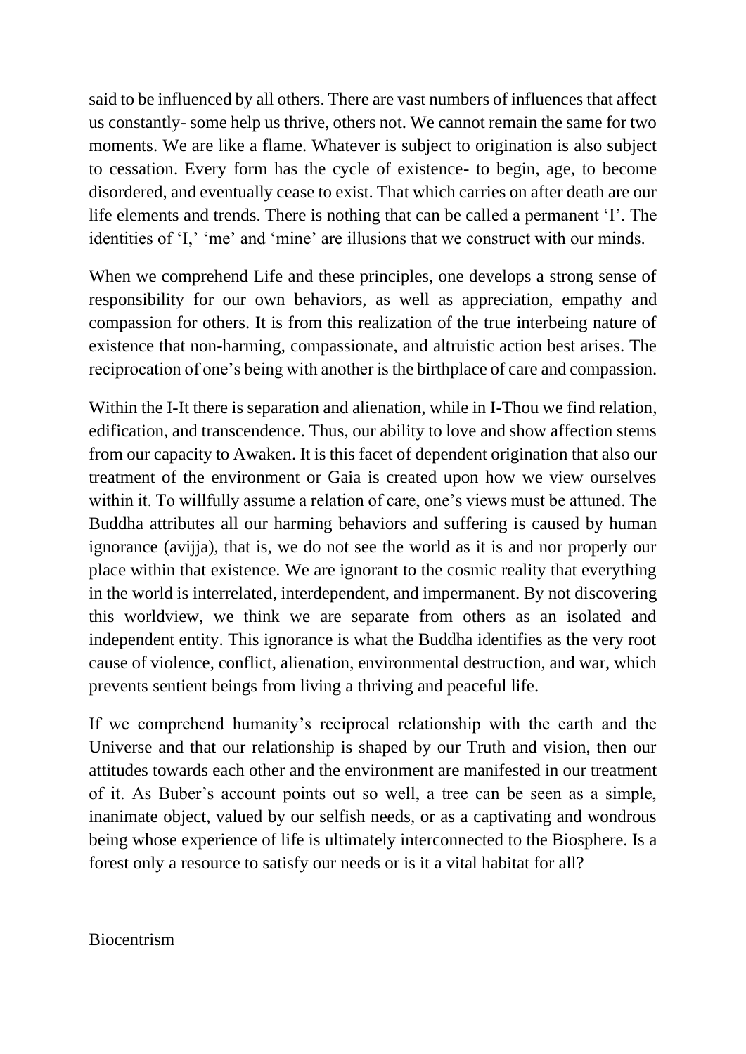said to be influenced by all others. There are vast numbers of influences that affect us constantly- some help us thrive, others not. We cannot remain the same for two moments. We are like a flame. Whatever is subject to origination is also subject to cessation. Every form has the cycle of existence- to begin, age, to become disordered, and eventually cease to exist. That which carries on after death are our life elements and trends. There is nothing that can be called a permanent 'I'. The identities of 'I,' 'me' and 'mine' are illusions that we construct with our minds.

When we comprehend Life and these principles, one develops a strong sense of responsibility for our own behaviors, as well as appreciation, empathy and compassion for others. It is from this realization of the true interbeing nature of existence that non-harming, compassionate, and altruistic action best arises. The reciprocation of one's being with another is the birthplace of care and compassion.

Within the I-It there is separation and alienation, while in I-Thou we find relation, edification, and transcendence. Thus, our ability to love and show affection stems from our capacity to Awaken. It is this facet of dependent origination that also our treatment of the environment or Gaia is created upon how we view ourselves within it. To willfully assume a relation of care, one's views must be attuned. The Buddha attributes all our harming behaviors and suffering is caused by human ignorance (avijja), that is, we do not see the world as it is and nor properly our place within that existence. We are ignorant to the cosmic reality that everything in the world is interrelated, interdependent, and impermanent. By not discovering this worldview, we think we are separate from others as an isolated and independent entity. This ignorance is what the Buddha identifies as the very root cause of violence, conflict, alienation, environmental destruction, and war, which prevents sentient beings from living a thriving and peaceful life.

If we comprehend humanity's reciprocal relationship with the earth and the Universe and that our relationship is shaped by our Truth and vision, then our attitudes towards each other and the environment are manifested in our treatment of it. As Buber's account points out so well, a tree can be seen as a simple, inanimate object, valued by our selfish needs, or as a captivating and wondrous being whose experience of life is ultimately interconnected to the Biosphere. Is a forest only a resource to satisfy our needs or is it a vital habitat for all?

## Biocentrism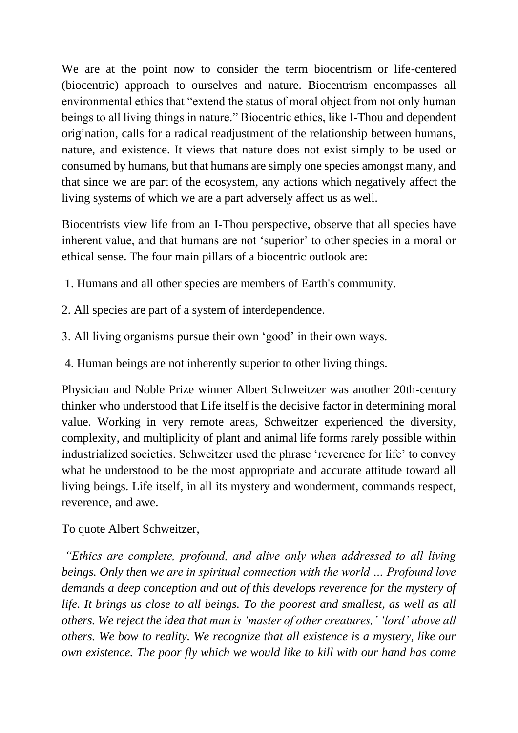We are at the point now to consider the term biocentrism or life-centered (biocentric) approach to ourselves and nature. Biocentrism encompasses all environmental ethics that "extend the status of moral object from not only human beings to all living things in nature." Biocentric ethics, like I-Thou and dependent origination, calls for a radical readjustment of the relationship between humans, nature, and existence. It views that nature does not exist simply to be used or consumed by humans, but that humans are simply one species amongst many, and that since we are part of the ecosystem, any actions which negatively affect the living systems of which we are a part adversely affect us as well.

Biocentrists view life from an I-Thou perspective, observe that all species have inherent value, and that humans are not 'superior' to other species in a moral or ethical sense. The four main pillars of a biocentric outlook are:

1. Humans and all other species are members of Earth's community.
2. All species are part of a system of interdependence.
3. All living organisms pursue their own 'good' in their own ways.
4. Human beings are not inherently superior to other living things.

Physician and Noble Prize winner Albert Schweitzer was another 20th-century thinker who understood that Life itself is the decisive factor in determining moral value. Working in very remote areas, Schweitzer experienced the diversity, complexity, and multiplicity of plant and animal life forms rarely possible within industrialized societies. Schweitzer used the phrase 'reverence for life' to convey what he understood to be the most appropriate and accurate attitude toward all living beings. Life itself, in all its mystery and wonderment, commands respect, reverence, and awe.

To quote Albert Schweitzer,

*"Ethics are complete, profound, and alive only when addressed to all living beings. Only then we are in spiritual connection with the world … Profound love demands a deep conception and out of this develops reverence for the mystery of life. It brings us close to all beings. To the poorest and smallest, as well as all others. We reject the idea that man is 'master of other creatures,' 'lord' above all others. We bow to reality. We recognize that all existence is a mystery, like our own existence. The poor fly which we would like to kill with our hand has come*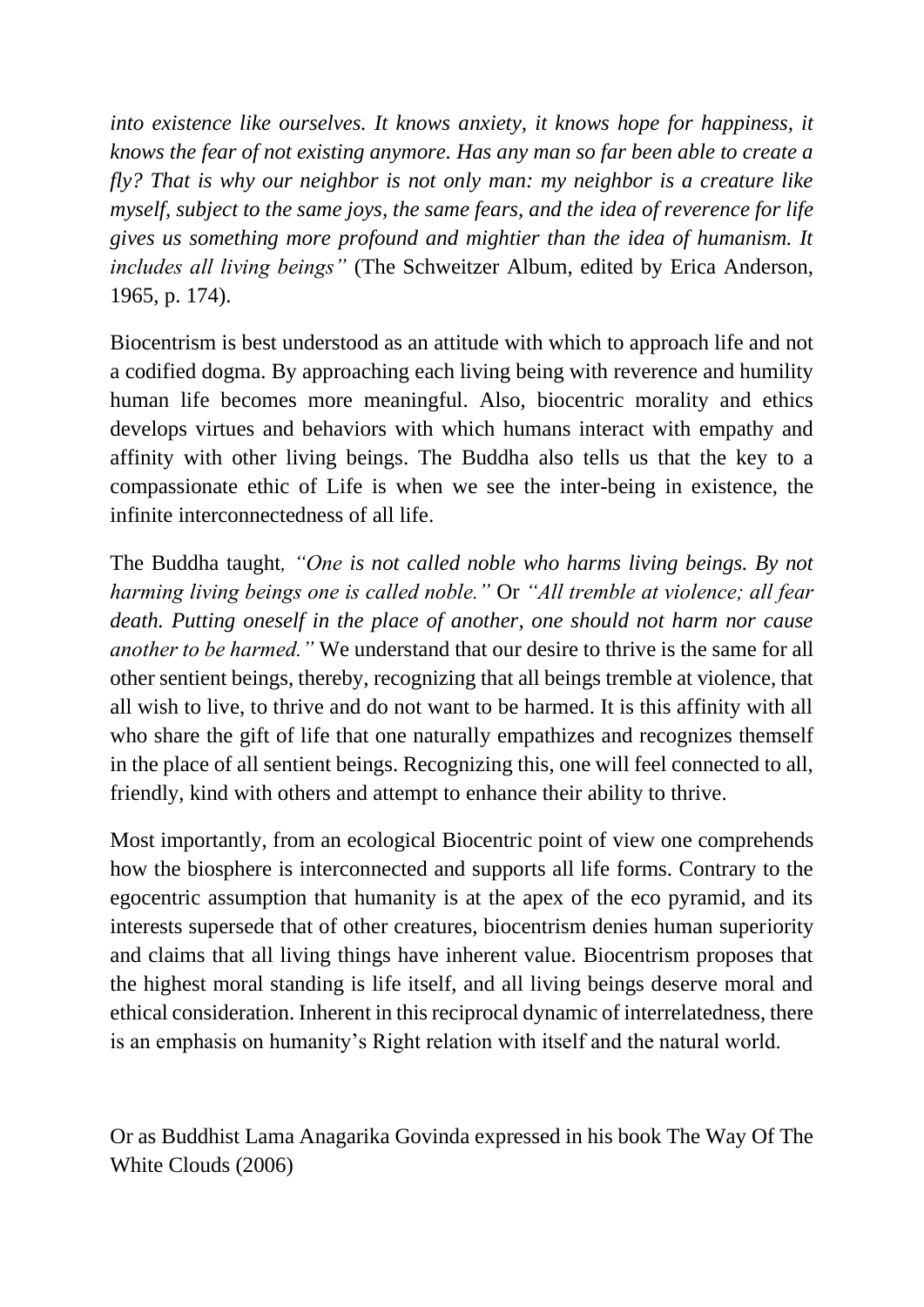*into existence like ourselves. It knows anxiety, it knows hope for happiness, it knows the fear of not existing anymore. Has any man so far been able to create a fly? That is why our neighbor is not only man: my neighbor is a creature like myself, subject to the same joys, the same fears, and the idea of reverence for life gives us something more profound and mightier than the idea of humanism. It includes all living beings"* (The Schweitzer Album, edited by Erica Anderson, 1965, p. 174).

Biocentrism is best understood as an attitude with which to approach life and not a codified dogma. By approaching each living being with reverence and humility human life becomes more meaningful. Also, biocentric morality and ethics develops virtues and behaviors with which humans interact with empathy and affinity with other living beings. The Buddha also tells us that the key to a compassionate ethic of Life is when we see the inter-being in existence, the infinite interconnectedness of all life.

The Buddha taught*, "One is not called noble who harms living beings. By not harming living beings one is called noble."* Or *"All tremble at violence; all fear death. Putting oneself in the place of another, one should not harm nor cause another to be harmed."* We understand that our desire to thrive is the same for all other sentient beings, thereby, recognizing that all beings tremble at violence, that all wish to live, to thrive and do not want to be harmed. It is this affinity with all who share the gift of life that one naturally empathizes and recognizes themself in the place of all sentient beings. Recognizing this, one will feel connected to all, friendly, kind with others and attempt to enhance their ability to thrive.

Most importantly, from an ecological Biocentric point of view one comprehends how the biosphere is interconnected and supports all life forms. Contrary to the egocentric assumption that humanity is at the apex of the eco pyramid, and its interests supersede that of other creatures, biocentrism denies human superiority and claims that all living things have inherent value. Biocentrism proposes that the highest moral standing is life itself, and all living beings deserve moral and ethical consideration. Inherent in this reciprocal dynamic of interrelatedness, there is an emphasis on humanity's Right relation with itself and the natural world.

Or as Buddhist Lama Anagarika Govinda expressed in his book The Way Of The White Clouds (2006)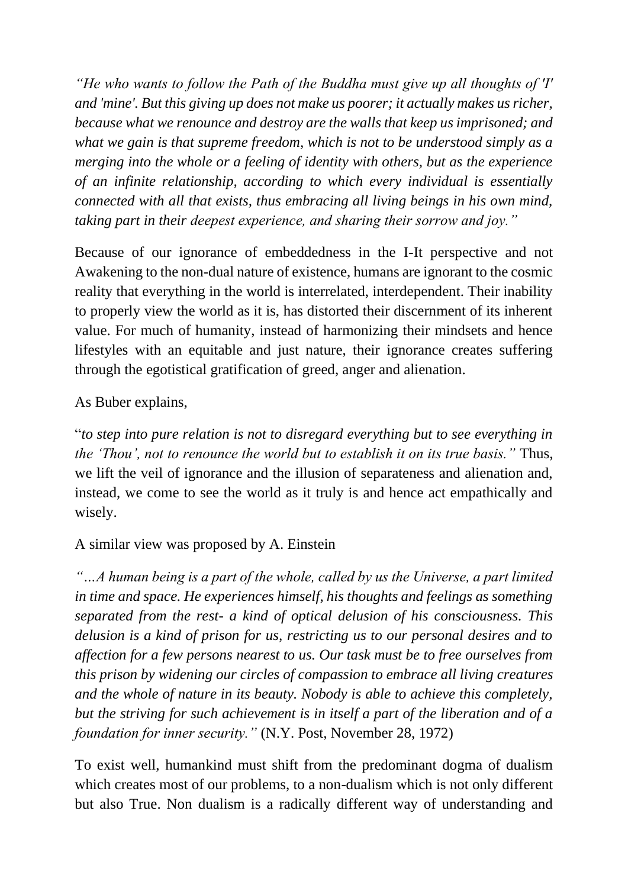*"He who wants to follow the Path of the Buddha must give up all thoughts of 'I' and 'mine'. But this giving up does not make us poorer; it actually makes us richer, because what we renounce and destroy are the walls that keep us imprisoned; and what we gain is that supreme freedom, which is not to be understood simply as a merging into the whole or a feeling of identity with others, but as the experience of an infinite relationship, according to which every individual is essentially connected with all that exists, thus embracing all living beings in his own mind, taking part in their deepest experience, and sharing their sorrow and joy."*

Because of our ignorance of embeddedness in the I-It perspective and not Awakening to the non-dual nature of existence, humans are ignorant to the cosmic reality that everything in the world is interrelated, interdependent. Their inability to properly view the world as it is, has distorted their discernment of its inherent value. For much of humanity, instead of harmonizing their mindsets and hence lifestyles with an equitable and just nature, their ignorance creates suffering through the egotistical gratification of greed, anger and alienation.

As Buber explains,

"*to step into pure relation is not to disregard everything but to see everything in the 'Thou', not to renounce the world but to establish it on its true basis."* Thus, we lift the veil of ignorance and the illusion of separateness and alienation and, instead, we come to see the world as it truly is and hence act empathically and wisely.

A similar view was proposed by A. Einstein

*"…A human being is a part of the whole, called by us the Universe, a part limited in time and space. He experiences himself, his thoughts and feelings as something separated from the rest- a kind of optical delusion of his consciousness. This delusion is a kind of prison for us, restricting us to our personal desires and to affection for a few persons nearest to us. Our task must be to free ourselves from this prison by widening our circles of compassion to embrace all living creatures and the whole of nature in its beauty. Nobody is able to achieve this completely, but the striving for such achievement is in itself a part of the liberation and of a foundation for inner security."* (N.Y. Post, November 28, 1972)

To exist well, humankind must shift from the predominant dogma of dualism which creates most of our problems, to a non-dualism which is not only different but also True. Non dualism is a radically different way of understanding and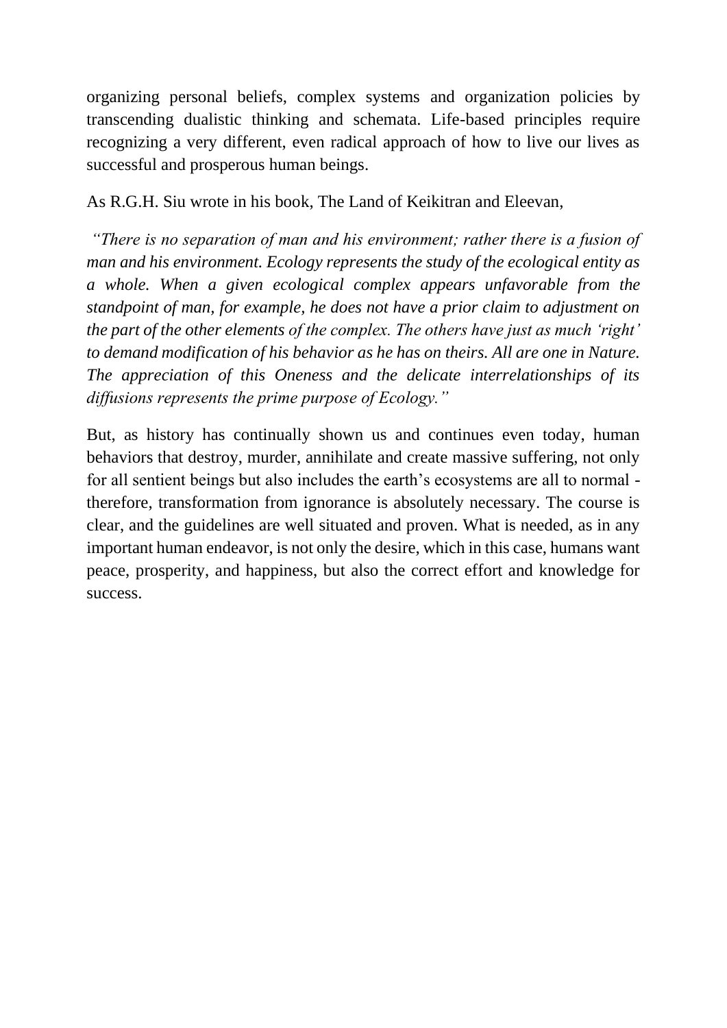organizing personal beliefs, complex systems and organization policies by transcending dualistic thinking and schemata. Life-based principles require recognizing a very different, even radical approach of how to live our lives as successful and prosperous human beings.

As R.G.H. Siu wrote in his book, The Land of Keikitran and Eleevan,

*"There is no separation of man and his environment; rather there is a fusion of man and his environment. Ecology represents the study of the ecological entity as a whole. When a given ecological complex appears unfavorable from the standpoint of man, for example, he does not have a prior claim to adjustment on the part of the other elements of the complex. The others have just as much 'right' to demand modification of his behavior as he has on theirs. All are one in Nature. The appreciation of this Oneness and the delicate interrelationships of its diffusions represents the prime purpose of Ecology."*

But, as history has continually shown us and continues even today, human behaviors that destroy, murder, annihilate and create massive suffering, not only for all sentient beings but also includes the earth's ecosystems are all to normal - therefore, transformation from ignorance is absolutely necessary. The course is clear, and the guidelines are well situated and proven. What is needed, as in any important human endeavor, is not only the desire, which in this case, humans want peace, prosperity, and happiness, but also the correct effort and knowledge for success.